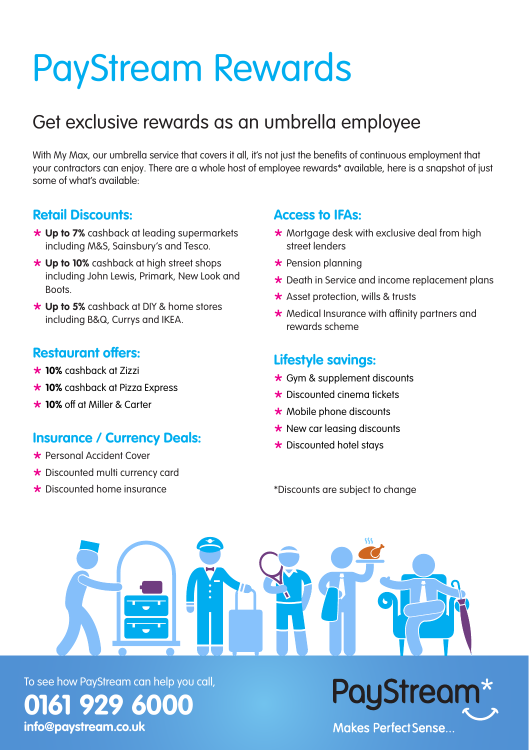# PayStream Rewards

## Get exclusive rewards as an umbrella employee

With My Max, our umbrella service that covers it all, it's not just the benefits of continuous employment that your contractors can enjoy. There are a whole host of employee rewards* available, here is a snapshot of just some of what's available:

### Retail Discounts:

- **Up to 7%** cashback at leading supermarkets including M&S, Sainsbury's and Tesco.
- **Up to 10%** cashback at high street shops including John Lewis, Primark, New Look and Boots.
- **Up to 5%** cashback at DIY & home stores including B&Q, Currys and IKEA.

### Restaurant offers:

- **10%** cashback at Zizzi
- **10%** cashback at Pizza Express
- **10%** off at Miller & Carter

### Insurance / Currency Deals:

- Personal Accident Cover
- Discounted multi currency card
- Discounted home insurance

### Access to IFAs:

- Mortgage desk with exclusive deal from high street lenders
- Pension planning
- Death in Service and income replacement plans
- Asset protection, wills & trusts
- Medical Insurance with affinity partners and rewards scheme

### Lifestyle savings:

- Gym & supplement discounts
- Discounted cinema tickets
- Mobile phone discounts
- New car leasing discounts
- Discounted hotel stays

*Discounts are subject to change

To see how PayStream can help you call,

**0161 929 6000**

**info@paystream.co.uk**

PayStream*

Makes Perfect Sense...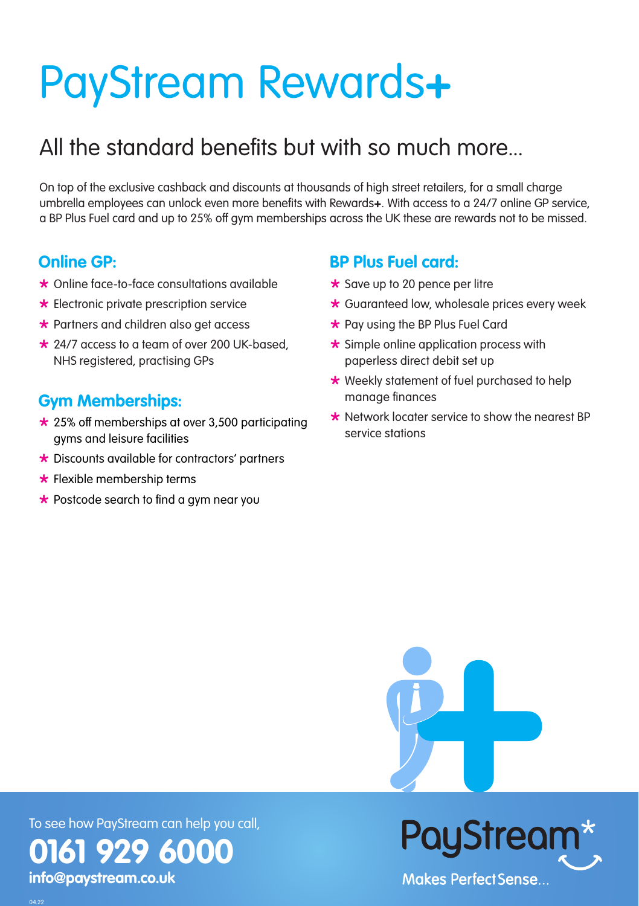# PayStream Rewards+

## All the standard benefits but with so much more...

On top of the exclusive cashback and discounts at thousands of high street retailers, for a small charge umbrella employees can unlock even more benefits with Rewards+. With access to a 24/7 online GP service, a BP Plus Fuel card and up to 25% off gym memberships across the UK these are rewards not to be missed.

### Online GP:

- Online face-to-face consultations available
- Electronic private prescription service
- Partners and children also get access
- 24/7 access to a team of over 200 UK-based, NHS registered, practising GPs

### Gym Memberships:

- 25% off memberships at over 3,500 participating gyms and leisure facilities
- Discounts available for contractors' partners
- Flexible membership terms
- Postcode search to find a gym near you

### BP Plus Fuel card:

- Save up to 20 pence per litre
- Guaranteed low, wholesale prices every week
- Pay using the BP Plus Fuel Card
- Simple online application process with paperless direct debit set up
- Weekly statement of fuel purchased to help manage finances
- Network locater service to show the nearest BP service stations

To see how PayStream can help you call,

**0161 929 6000**

**info@paystream.co.uk**

PayStream*

Makes Perfect Sense...

04.22